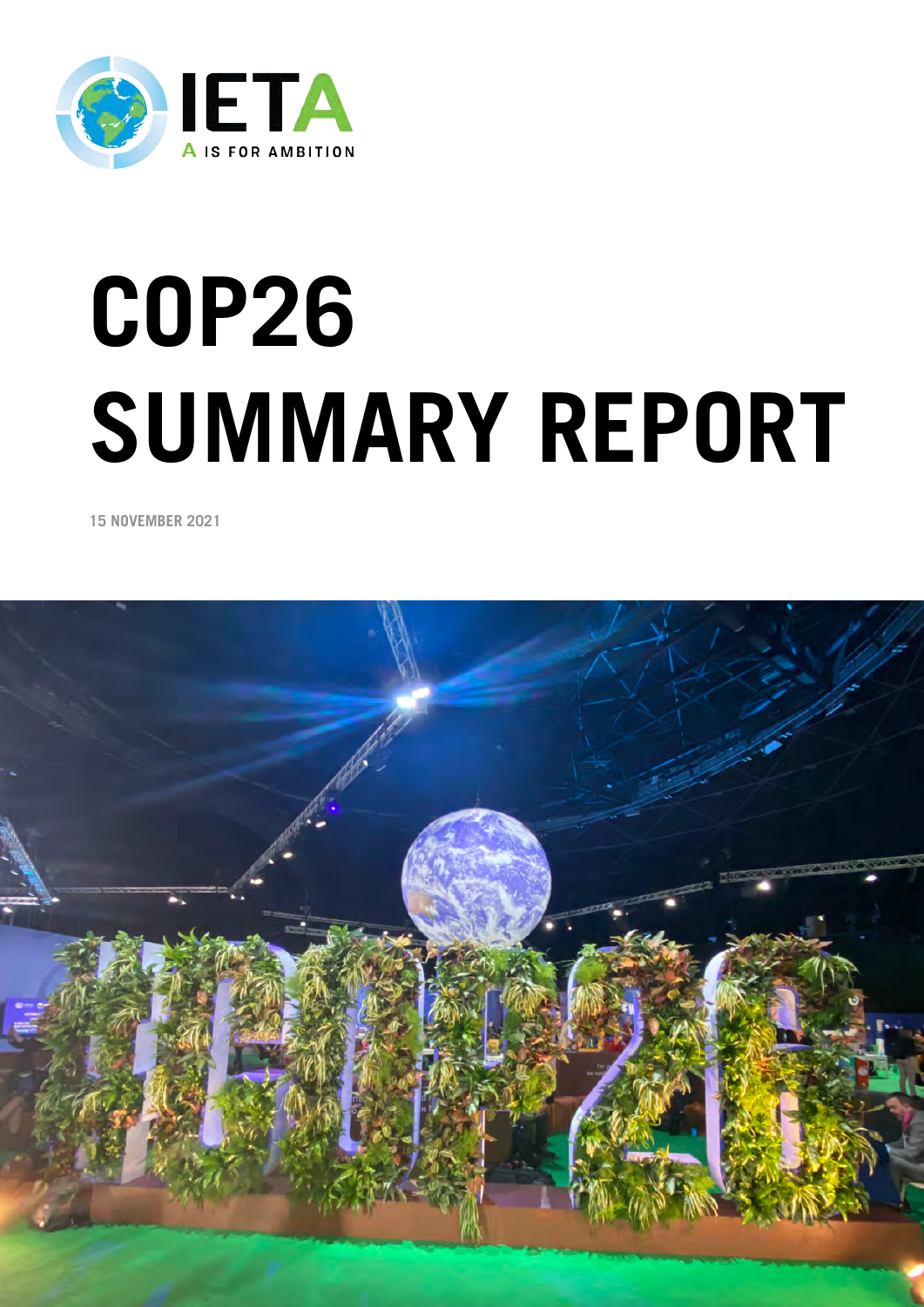IETA

A IS FOR AMBITION

# COP26 SUMMARY REPORT

**15 NOVEMBER 2021**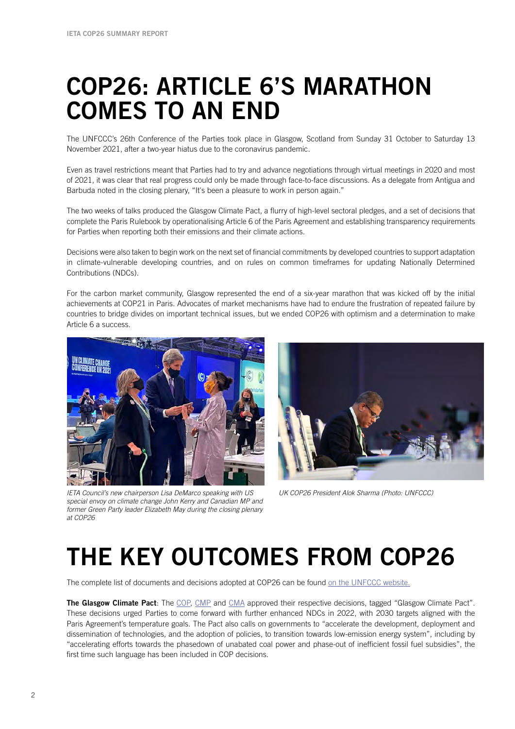# COP26: ARTICLE 6'S MARATHON COMES TO AN END

The UNFCCC's 26th Conference of the Parties took place in Glasgow, Scotland from Sunday 31 October to Saturday 13 November 2021, after a two-year hiatus due to the coronavirus pandemic.

Even as travel restrictions meant that Parties had to try and advance negotiations through virtual meetings in 2020 and most of 2021, it was clear that real progress could only be made through face-to-face discussions. As a delegate from Antigua and Barbuda noted in the closing plenary, "It's been a pleasure to work in person again."

The two weeks of talks produced the Glasgow Climate Pact, a flurry of high-level sectoral pledges, and a set of decisions that complete the Paris Rulebook by operationalising Article 6 of the Paris Agreement and establishing transparency requirements for Parties when reporting both their emissions and their climate actions.

Decisions were also taken to begin work on the next set of financial commitments by developed countries to support adaptation in climate-vulnerable developing countries, and on rules on common timeframes for updating Nationally Determined Contributions (NDCs).

For the carbon market community, Glasgow represented the end of a six-year marathon that was kicked off by the initial achievements at COP21 in Paris. Advocates of market mechanisms have had to endure the frustration of repeated failure by countries to bridge divides on important technical issues, but we ended COP26 with optimism and a determination to make Article 6 a success.

*IETA Council's new chairperson Lisa DeMarco speaking with US special envoy on climate change John Kerry and Canadian MP and former Green Party leader Elizabeth May during the closing plenary at COP26*

*UK COP26 President Alok Sharma (Photo: UNFCCC)*

# THE KEY OUTCOMES FROM COP26

The complete list of documents and decisions adopted at COP26 can be found on the UNFCCC website.

**The Glasgow Climate Pact**: The COP, CMP and CMA approved their respective decisions, tagged "Glasgow Climate Pact". These decisions urged Parties to come forward with further enhanced NDCs in 2022, with 2030 targets aligned with the Paris Agreement's temperature goals. The Pact also calls on governments to "accelerate the development, deployment and dissemination of technologies, and the adoption of policies, to transition towards low-emission energy system", including by "accelerating efforts towards the phasedown of unabated coal power and phase-out of inefficient fossil fuel subsidies", the first time such language has been included in COP decisions.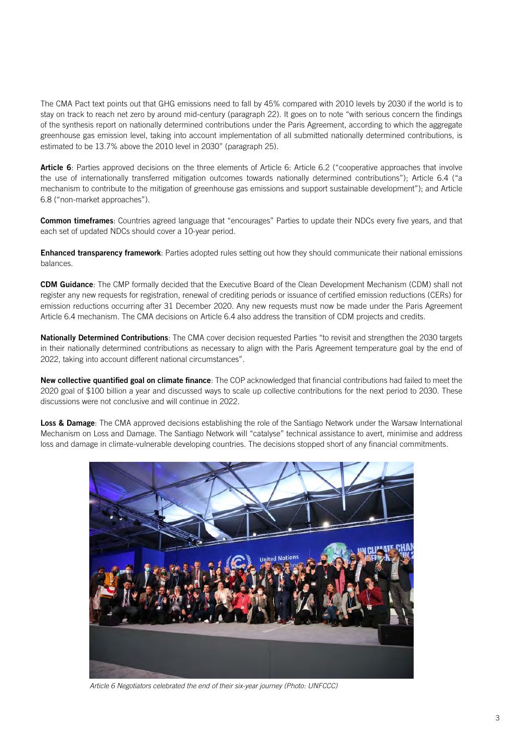The CMA Pact text points out that GHG emissions need to fall by 45% compared with 2010 levels by 2030 if the world is to stay on track to reach net zero by around mid-century (paragraph 22). It goes on to note "with serious concern the findings of the synthesis report on nationally determined contributions under the Paris Agreement, according to which the aggregate greenhouse gas emission level, taking into account implementation of all submitted nationally determined contributions, is estimated to be 13.7% above the 2010 level in 2030" (paragraph 25).

**Article 6**: Parties approved decisions on the three elements of Article 6: Article 6.2 ("cooperative approaches that involve the use of internationally transferred mitigation outcomes towards nationally determined contributions"); Article 6.4 ("a mechanism to contribute to the mitigation of greenhouse gas emissions and support sustainable development"); and Article 6.8 ("non-market approaches").

**Common timeframes**: Countries agreed language that "encourages" Parties to update their NDCs every five years, and that each set of updated NDCs should cover a 10-year period.

**Enhanced transparency framework**: Parties adopted rules setting out how they should communicate their national emissions balances.

**CDM Guidance**: The CMP formally decided that the Executive Board of the Clean Development Mechanism (CDM) shall not register any new requests for registration, renewal of crediting periods or issuance of certified emission reductions (CERs) for emission reductions occurring after 31 December 2020. Any new requests must now be made under the Paris Agreement Article 6.4 mechanism. The CMA decisions on Article 6.4 also address the transition of CDM projects and credits.

**Nationally Determined Contributions**: The CMA cover decision requested Parties "to revisit and strengthen the 2030 targets in their nationally determined contributions as necessary to align with the Paris Agreement temperature goal by the end of 2022, taking into account different national circumstances".

**New collective quantified goal on climate finance**: The COP acknowledged that financial contributions had failed to meet the 2020 goal of $100 billion a year and discussed ways to scale up collective contributions for the next period to 2030. These discussions were not conclusive and will continue in 2022.

**Loss & Damage**: The CMA approved decisions establishing the role of the Santiago Network under the Warsaw International Mechanism on Loss and Damage. The Santiago Network will "catalyse" technical assistance to avert, minimise and address loss and damage in climate-vulnerable developing countries. The decisions stopped short of any financial commitments.

*Article 6 Negotiators celebrated the end of their six-year journey (Photo: UNFCCC)*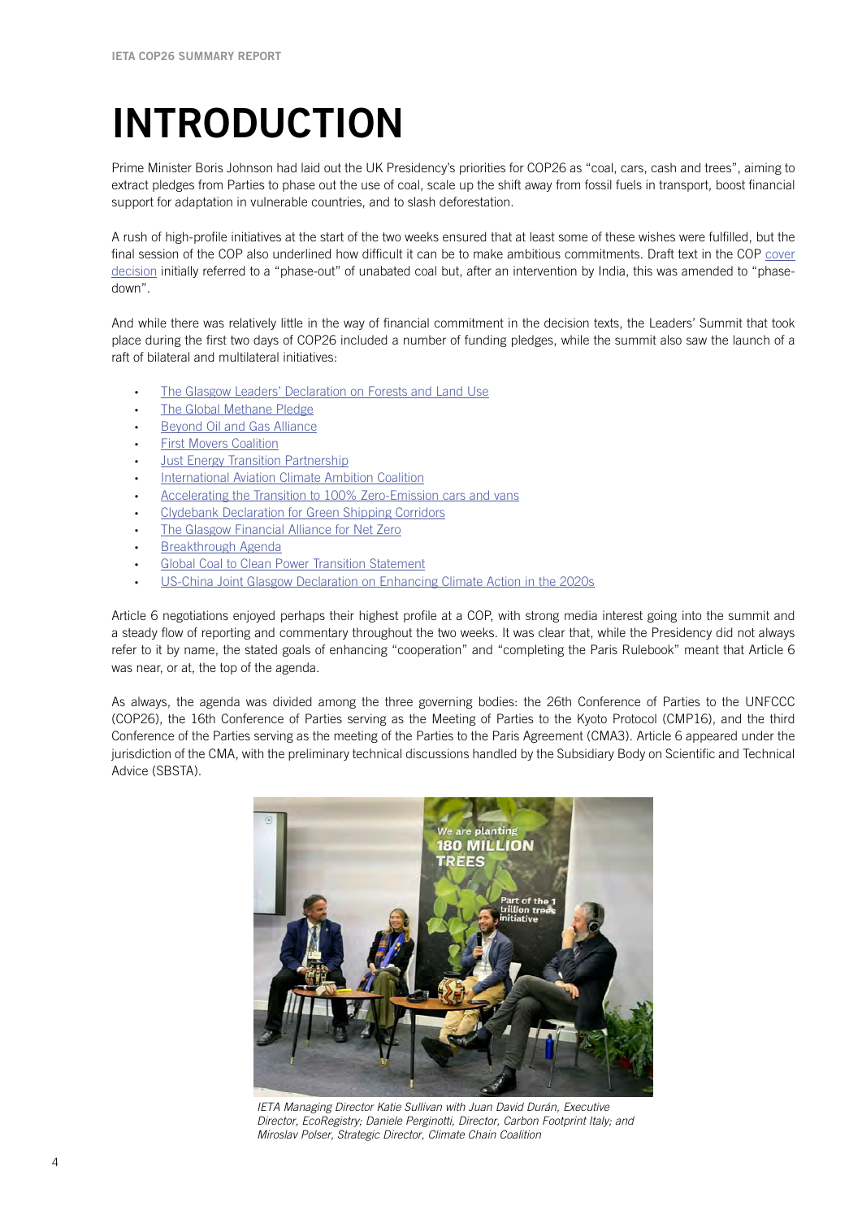# INTRODUCTION

Prime Minister Boris Johnson had laid out the UK Presidency's priorities for COP26 as "coal, cars, cash and trees", aiming to extract pledges from Parties to phase out the use of coal, scale up the shift away from fossil fuels in transport, boost financial support for adaptation in vulnerable countries, and to slash deforestation.

A rush of high-profile initiatives at the start of the two weeks ensured that at least some of these wishes were fulfilled, but the final session of the COP also underlined how difficult it can be to make ambitious commitments. Draft text in the COP cover decision initially referred to a "phase-out" of unabated coal but, after an intervention by India, this was amended to "phase-down".

And while there was relatively little in the way of financial commitment in the decision texts, the Leaders' Summit that took place during the first two days of COP26 included a number of funding pledges, while the summit also saw the launch of a raft of bilateral and multilateral initiatives:

- The Glasgow Leaders' Declaration on Forests and Land Use
- The Global Methane Pledge
- Beyond Oil and Gas Alliance
- First Movers Coalition
- Just Energy Transition Partnership
- International Aviation Climate Ambition Coalition
- Accelerating the Transition to 100% Zero-Emission cars and vans
- Clydebank Declaration for Green Shipping Corridors
- The Glasgow Financial Alliance for Net Zero
- Breakthrough Agenda
- Global Coal to Clean Power Transition Statement
- US-China Joint Glasgow Declaration on Enhancing Climate Action in the 2020s

Article 6 negotiations enjoyed perhaps their highest profile at a COP, with strong media interest going into the summit and a steady flow of reporting and commentary throughout the two weeks. It was clear that, while the Presidency did not always refer to it by name, the stated goals of enhancing "cooperation" and "completing the Paris Rulebook" meant that Article 6 was near, or at, the top of the agenda.

As always, the agenda was divided among the three governing bodies: the 26th Conference of Parties to the UNFCCC (COP26), the 16th Conference of Parties serving as the Meeting of Parties to the Kyoto Protocol (CMP16), and the third Conference of the Parties serving as the meeting of the Parties to the Paris Agreement (CMA3). Article 6 appeared under the jurisdiction of the CMA, with the preliminary technical discussions handled by the Subsidiary Body on Scientific and Technical Advice (SBSTA).

*IETA Managing Director Katie Sullivan with Juan David Durán, Executive Director, EcoRegistry; Daniele Perginotti, Director, Carbon Footprint Italy; and Miroslav Polser, Strategic Director, Climate Chain Coalition*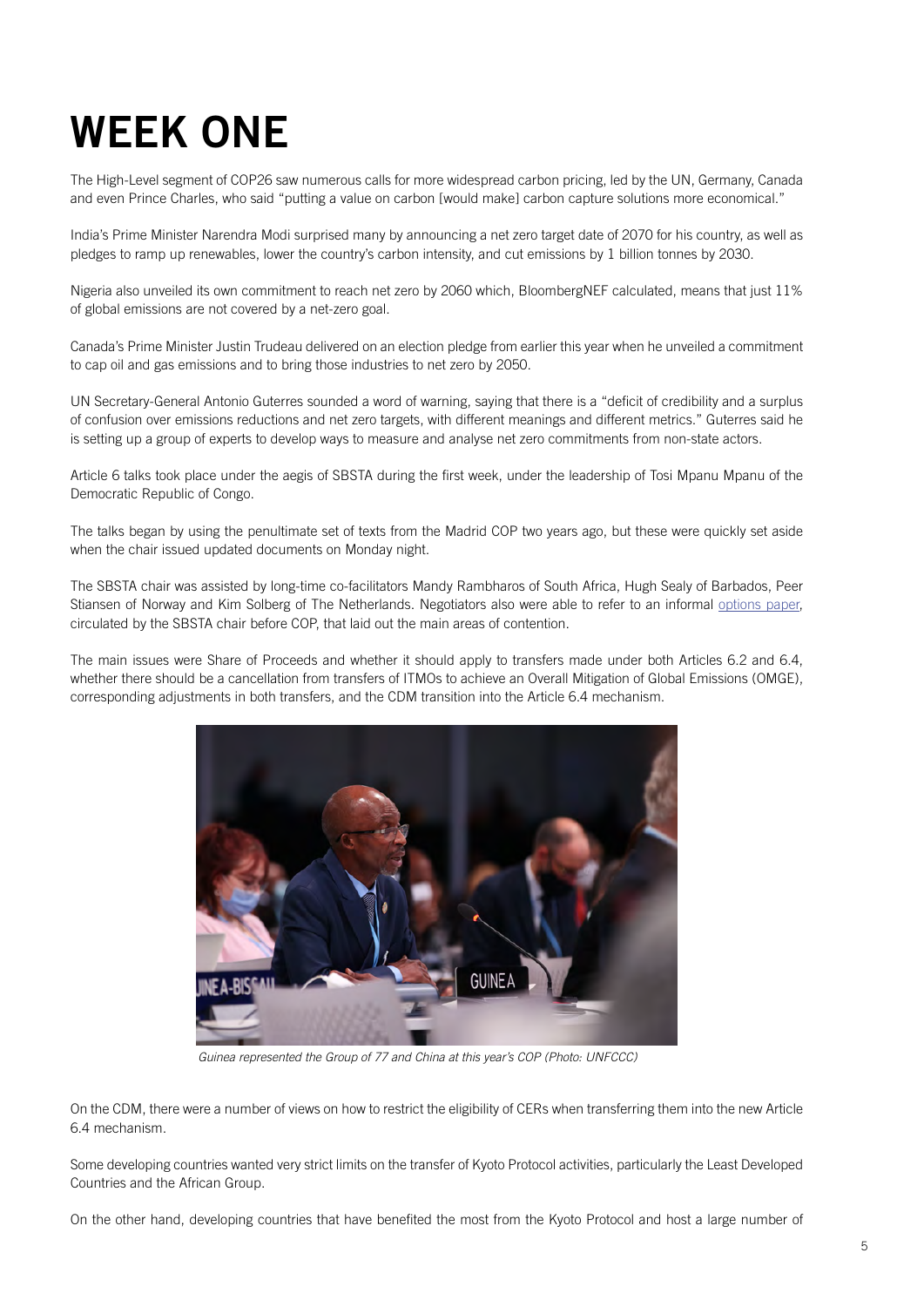# WEEK ONE

The High-Level segment of COP26 saw numerous calls for more widespread carbon pricing, led by the UN, Germany, Canada and even Prince Charles, who said "putting a value on carbon [would make] carbon capture solutions more economical."

India's Prime Minister Narendra Modi surprised many by announcing a net zero target date of 2070 for his country, as well as pledges to ramp up renewables, lower the country's carbon intensity, and cut emissions by 1 billion tonnes by 2030.

Nigeria also unveiled its own commitment to reach net zero by 2060 which, BloombergNEF calculated, means that just 11% of global emissions are not covered by a net-zero goal.

Canada's Prime Minister Justin Trudeau delivered on an election pledge from earlier this year when he unveiled a commitment to cap oil and gas emissions and to bring those industries to net zero by 2050.

UN Secretary-General Antonio Guterres sounded a word of warning, saying that there is a "deficit of credibility and a surplus of confusion over emissions reductions and net zero targets, with different meanings and different metrics." Guterres said he is setting up a group of experts to develop ways to measure and analyse net zero commitments from non-state actors.

Article 6 talks took place under the aegis of SBSTA during the first week, under the leadership of Tosi Mpanu Mpanu of the Democratic Republic of Congo.

The talks began by using the penultimate set of texts from the Madrid COP two years ago, but these were quickly set aside when the chair issued updated documents on Monday night.

The SBSTA chair was assisted by long-time co-facilitators Mandy Rambharos of South Africa, Hugh Sealy of Barbados, Peer Stiansen of Norway and Kim Solberg of The Netherlands. Negotiators also were able to refer to an informal options paper, circulated by the SBSTA chair before COP, that laid out the main areas of contention.

The main issues were Share of Proceeds and whether it should apply to transfers made under both Articles 6.2 and 6.4, whether there should be a cancellation from transfers of ITMOs to achieve an Overall Mitigation of Global Emissions (OMGE), corresponding adjustments in both transfers, and the CDM transition into the Article 6.4 mechanism.

*Guinea represented the Group of 77 and China at this year's COP (Photo: UNFCCC)*

On the CDM, there were a number of views on how to restrict the eligibility of CERs when transferring them into the new Article 6.4 mechanism.

Some developing countries wanted very strict limits on the transfer of Kyoto Protocol activities, particularly the Least Developed Countries and the African Group.

On the other hand, developing countries that have benefited the most from the Kyoto Protocol and host a large number of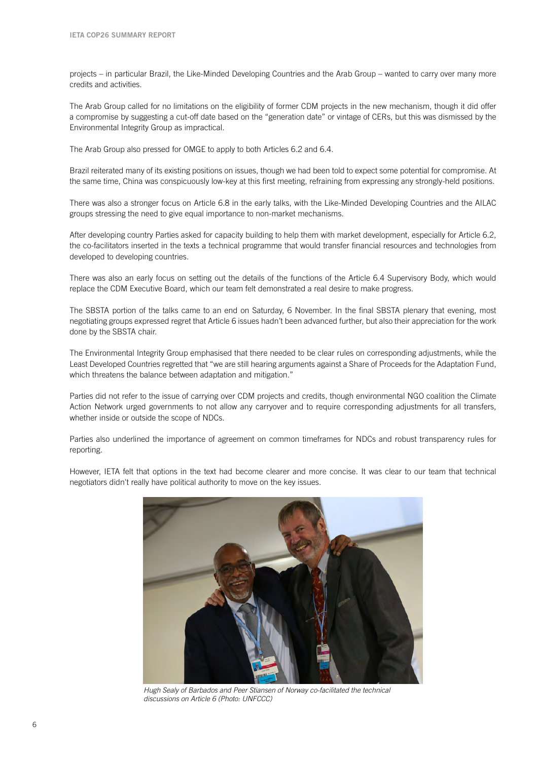projects – in particular Brazil, the Like-Minded Developing Countries and the Arab Group – wanted to carry over many more credits and activities.

The Arab Group called for no limitations on the eligibility of former CDM projects in the new mechanism, though it did offer a compromise by suggesting a cut-off date based on the "generation date" or vintage of CERs, but this was dismissed by the Environmental Integrity Group as impractical.

The Arab Group also pressed for OMGE to apply to both Articles 6.2 and 6.4.

Brazil reiterated many of its existing positions on issues, though we had been told to expect some potential for compromise. At the same time, China was conspicuously low-key at this first meeting, refraining from expressing any strongly-held positions.

There was also a stronger focus on Article 6.8 in the early talks, with the Like-Minded Developing Countries and the AILAC groups stressing the need to give equal importance to non-market mechanisms.

After developing country Parties asked for capacity building to help them with market development, especially for Article 6.2, the co-facilitators inserted in the texts a technical programme that would transfer financial resources and technologies from developed to developing countries.

There was also an early focus on setting out the details of the functions of the Article 6.4 Supervisory Body, which would replace the CDM Executive Board, which our team felt demonstrated a real desire to make progress.

The SBSTA portion of the talks came to an end on Saturday, 6 November. In the final SBSTA plenary that evening, most negotiating groups expressed regret that Article 6 issues hadn't been advanced further, but also their appreciation for the work done by the SBSTA chair.

The Environmental Integrity Group emphasised that there needed to be clear rules on corresponding adjustments, while the Least Developed Countries regretted that "we are still hearing arguments against a Share of Proceeds for the Adaptation Fund, which threatens the balance between adaptation and mitigation."

Parties did not refer to the issue of carrying over CDM projects and credits, though environmental NGO coalition the Climate Action Network urged governments to not allow any carryover and to require corresponding adjustments for all transfers, whether inside or outside the scope of NDCs.

Parties also underlined the importance of agreement on common timeframes for NDCs and robust transparency rules for reporting.

However, IETA felt that options in the text had become clearer and more concise. It was clear to our team that technical negotiators didn't really have political authority to move on the key issues.

*Hugh Sealy of Barbados and Peer Stiansen of Norway co-facilitated the technical discussions on Article 6 (Photo: UNFCCC)*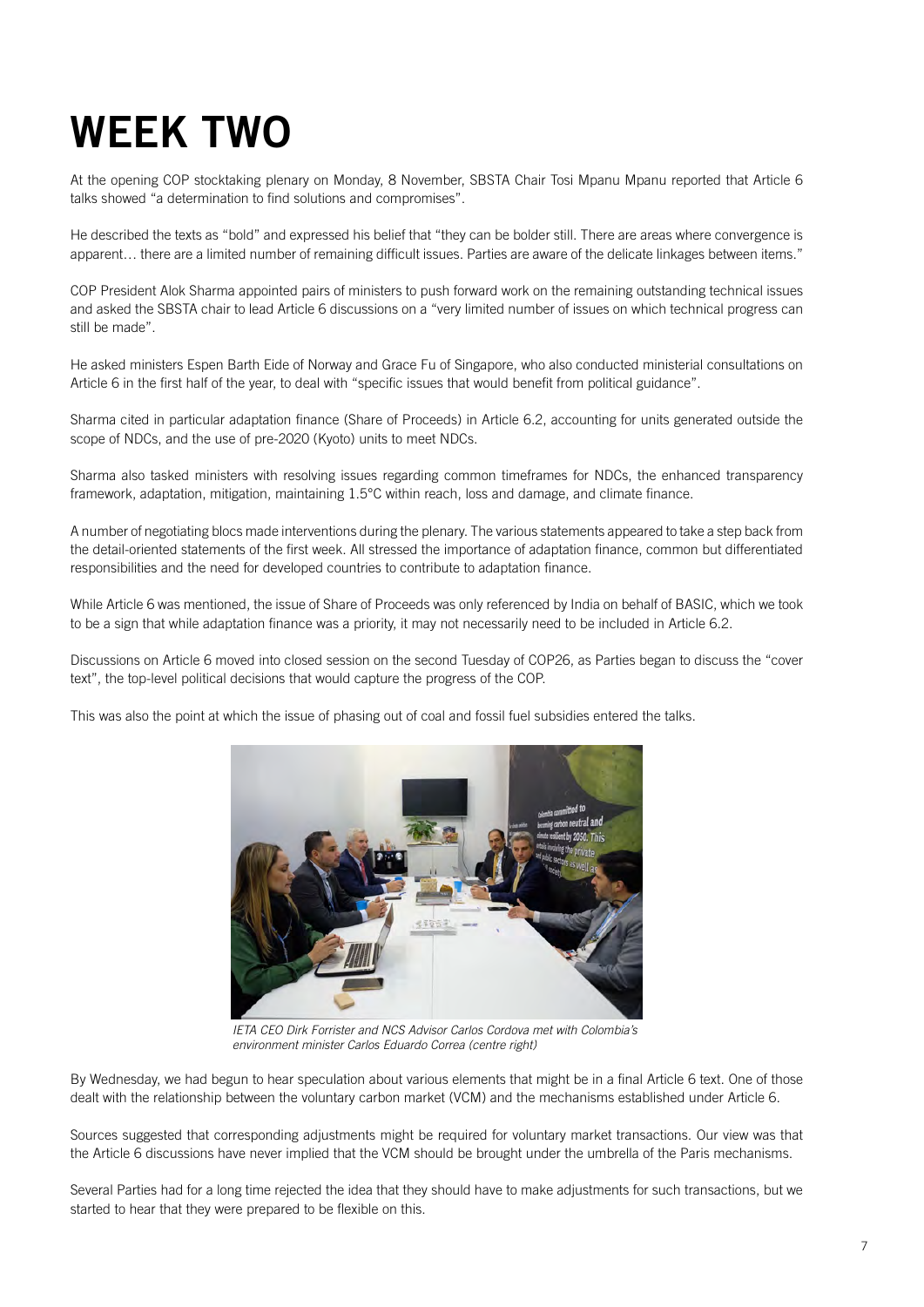# WEEK TWO

At the opening COP stocktaking plenary on Monday, 8 November, SBSTA Chair Tosi Mpanu Mpanu reported that Article 6 talks showed "a determination to find solutions and compromises".

He described the texts as "bold" and expressed his belief that "they can be bolder still. There are areas where convergence is apparent… there are a limited number of remaining difficult issues. Parties are aware of the delicate linkages between items."

COP President Alok Sharma appointed pairs of ministers to push forward work on the remaining outstanding technical issues and asked the SBSTA chair to lead Article 6 discussions on a "very limited number of issues on which technical progress can still be made".

He asked ministers Espen Barth Eide of Norway and Grace Fu of Singapore, who also conducted ministerial consultations on Article 6 in the first half of the year, to deal with "specific issues that would benefit from political guidance".

Sharma cited in particular adaptation finance (Share of Proceeds) in Article 6.2, accounting for units generated outside the scope of NDCs, and the use of pre-2020 (Kyoto) units to meet NDCs.

Sharma also tasked ministers with resolving issues regarding common timeframes for NDCs, the enhanced transparency framework, adaptation, mitigation, maintaining 1.5°C within reach, loss and damage, and climate finance.

A number of negotiating blocs made interventions during the plenary. The various statements appeared to take a step back from the detail-oriented statements of the first week. All stressed the importance of adaptation finance, common but differentiated responsibilities and the need for developed countries to contribute to adaptation finance.

While Article 6 was mentioned, the issue of Share of Proceeds was only referenced by India on behalf of BASIC, which we took to be a sign that while adaptation finance was a priority, it may not necessarily need to be included in Article 6.2.

Discussions on Article 6 moved into closed session on the second Tuesday of COP26, as Parties began to discuss the "cover text", the top-level political decisions that would capture the progress of the COP.

This was also the point at which the issue of phasing out of coal and fossil fuel subsidies entered the talks.

*IETA CEO Dirk Forrister and NCS Advisor Carlos Cordova met with Colombia's environment minister Carlos Eduardo Correa (centre right)*

By Wednesday, we had begun to hear speculation about various elements that might be in a final Article 6 text. One of those dealt with the relationship between the voluntary carbon market (VCM) and the mechanisms established under Article 6.

Sources suggested that corresponding adjustments might be required for voluntary market transactions. Our view was that the Article 6 discussions have never implied that the VCM should be brought under the umbrella of the Paris mechanisms.

Several Parties had for a long time rejected the idea that they should have to make adjustments for such transactions, but we started to hear that they were prepared to be flexible on this.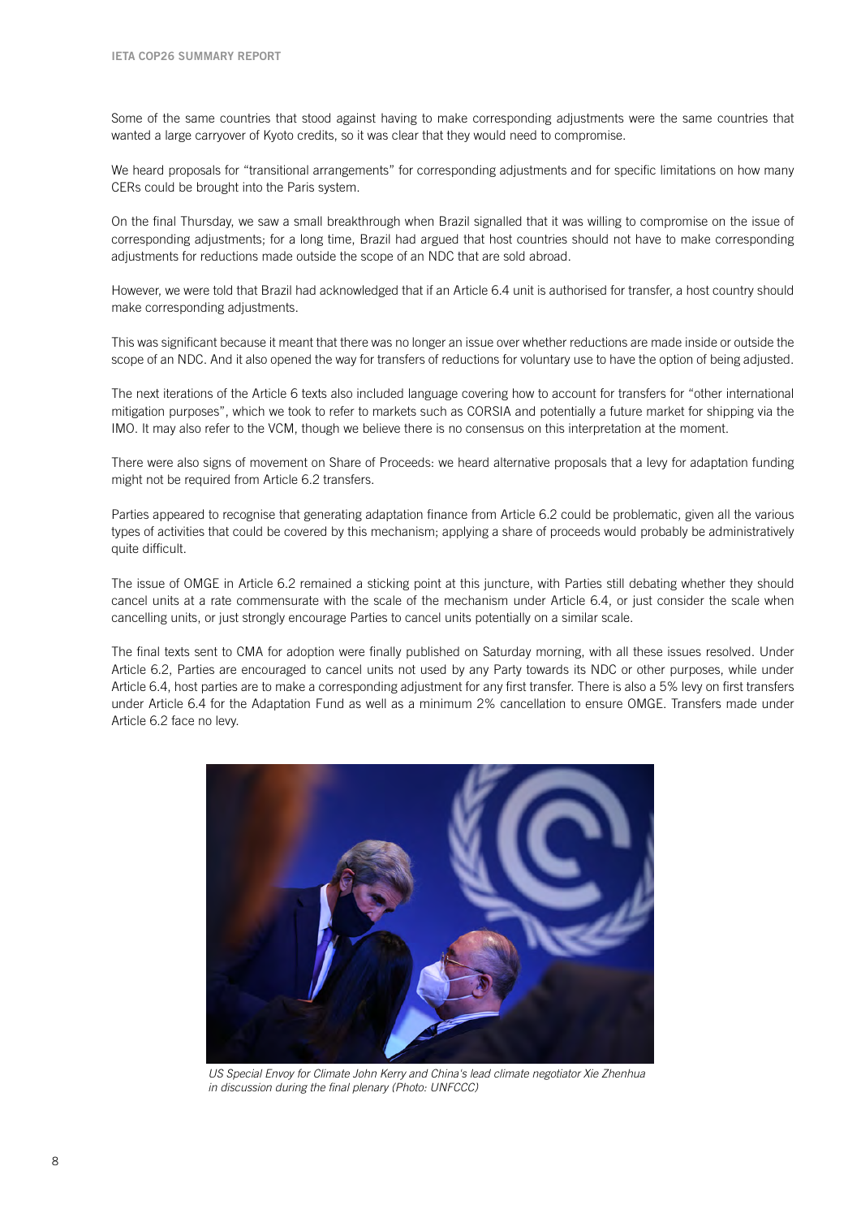Some of the same countries that stood against having to make corresponding adjustments were the same countries that wanted a large carryover of Kyoto credits, so it was clear that they would need to compromise.

We heard proposals for "transitional arrangements" for corresponding adjustments and for specific limitations on how many CERs could be brought into the Paris system.

On the final Thursday, we saw a small breakthrough when Brazil signalled that it was willing to compromise on the issue of corresponding adjustments; for a long time, Brazil had argued that host countries should not have to make corresponding adjustments for reductions made outside the scope of an NDC that are sold abroad.

However, we were told that Brazil had acknowledged that if an Article 6.4 unit is authorised for transfer, a host country should make corresponding adjustments.

This was significant because it meant that there was no longer an issue over whether reductions are made inside or outside the scope of an NDC. And it also opened the way for transfers of reductions for voluntary use to have the option of being adjusted.

The next iterations of the Article 6 texts also included language covering how to account for transfers for "other international mitigation purposes", which we took to refer to markets such as CORSIA and potentially a future market for shipping via the IMO. It may also refer to the VCM, though we believe there is no consensus on this interpretation at the moment.

There were also signs of movement on Share of Proceeds: we heard alternative proposals that a levy for adaptation funding might not be required from Article 6.2 transfers.

Parties appeared to recognise that generating adaptation finance from Article 6.2 could be problematic, given all the various types of activities that could be covered by this mechanism; applying a share of proceeds would probably be administratively quite difficult.

The issue of OMGE in Article 6.2 remained a sticking point at this juncture, with Parties still debating whether they should cancel units at a rate commensurate with the scale of the mechanism under Article 6.4, or just consider the scale when cancelling units, or just strongly encourage Parties to cancel units potentially on a similar scale.

The final texts sent to CMA for adoption were finally published on Saturday morning, with all these issues resolved. Under Article 6.2, Parties are encouraged to cancel units not used by any Party towards its NDC or other purposes, while under Article 6.4, host parties are to make a corresponding adjustment for any first transfer. There is also a 5% levy on first transfers under Article 6.4 for the Adaptation Fund as well as a minimum 2% cancellation to ensure OMGE. Transfers made under Article 6.2 face no levy.

*US Special Envoy for Climate John Kerry and China's lead climate negotiator Xie Zhenhua in discussion during the final plenary (Photo: UNFCCC)*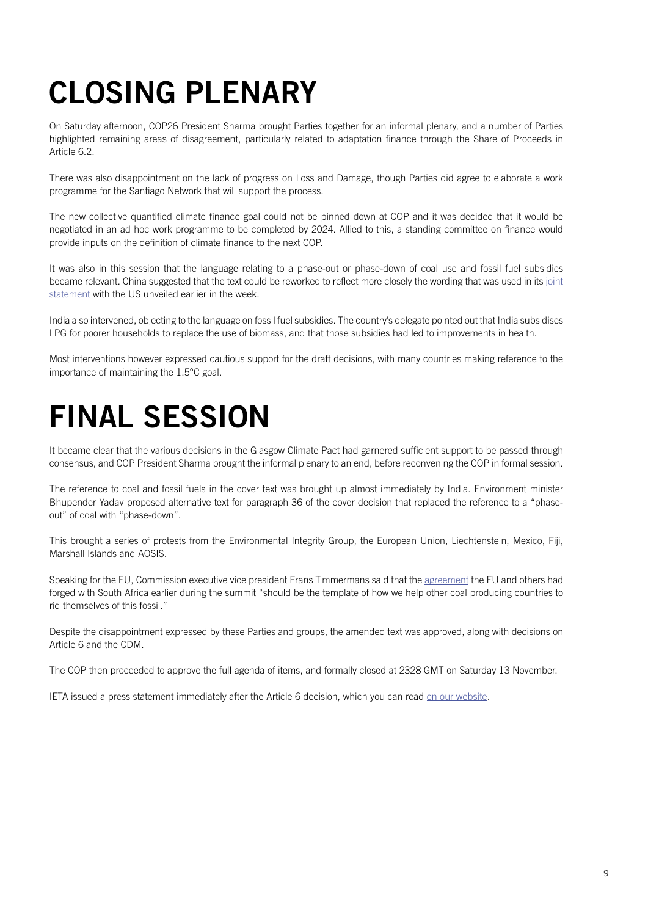# CLOSING PLENARY

On Saturday afternoon, COP26 President Sharma brought Parties together for an informal plenary, and a number of Parties highlighted remaining areas of disagreement, particularly related to adaptation finance through the Share of Proceeds in Article 6.2.

There was also disappointment on the lack of progress on Loss and Damage, though Parties did agree to elaborate a work programme for the Santiago Network that will support the process.

The new collective quantified climate finance goal could not be pinned down at COP and it was decided that it would be negotiated in an ad hoc work programme to be completed by 2024. Allied to this, a standing committee on finance would provide inputs on the definition of climate finance to the next COP.

It was also in this session that the language relating to a phase-out or phase-down of coal use and fossil fuel subsidies became relevant. China suggested that the text could be reworked to reflect more closely the wording that was used in its joint statement with the US unveiled earlier in the week.

India also intervened, objecting to the language on fossil fuel subsidies. The country's delegate pointed out that India subsidises LPG for poorer households to replace the use of biomass, and that those subsidies had led to improvements in health.

Most interventions however expressed cautious support for the draft decisions, with many countries making reference to the importance of maintaining the 1.5°C goal.

# FINAL SESSION

It became clear that the various decisions in the Glasgow Climate Pact had garnered sufficient support to be passed through consensus, and COP President Sharma brought the informal plenary to an end, before reconvening the COP in formal session.

The reference to coal and fossil fuels in the cover text was brought up almost immediately by India. Environment minister Bhupender Yadav proposed alternative text for paragraph 36 of the cover decision that replaced the reference to a "phase-out" of coal with "phase-down".

This brought a series of protests from the Environmental Integrity Group, the European Union, Liechtenstein, Mexico, Fiji, Marshall Islands and AOSIS.

Speaking for the EU, Commission executive vice president Frans Timmermans said that the agreement the EU and others had forged with South Africa earlier during the summit "should be the template of how we help other coal producing countries to rid themselves of this fossil."

Despite the disappointment expressed by these Parties and groups, the amended text was approved, along with decisions on Article 6 and the CDM.

The COP then proceeded to approve the full agenda of items, and formally closed at 2328 GMT on Saturday 13 November.

IETA issued a press statement immediately after the Article 6 decision, which you can read on our website.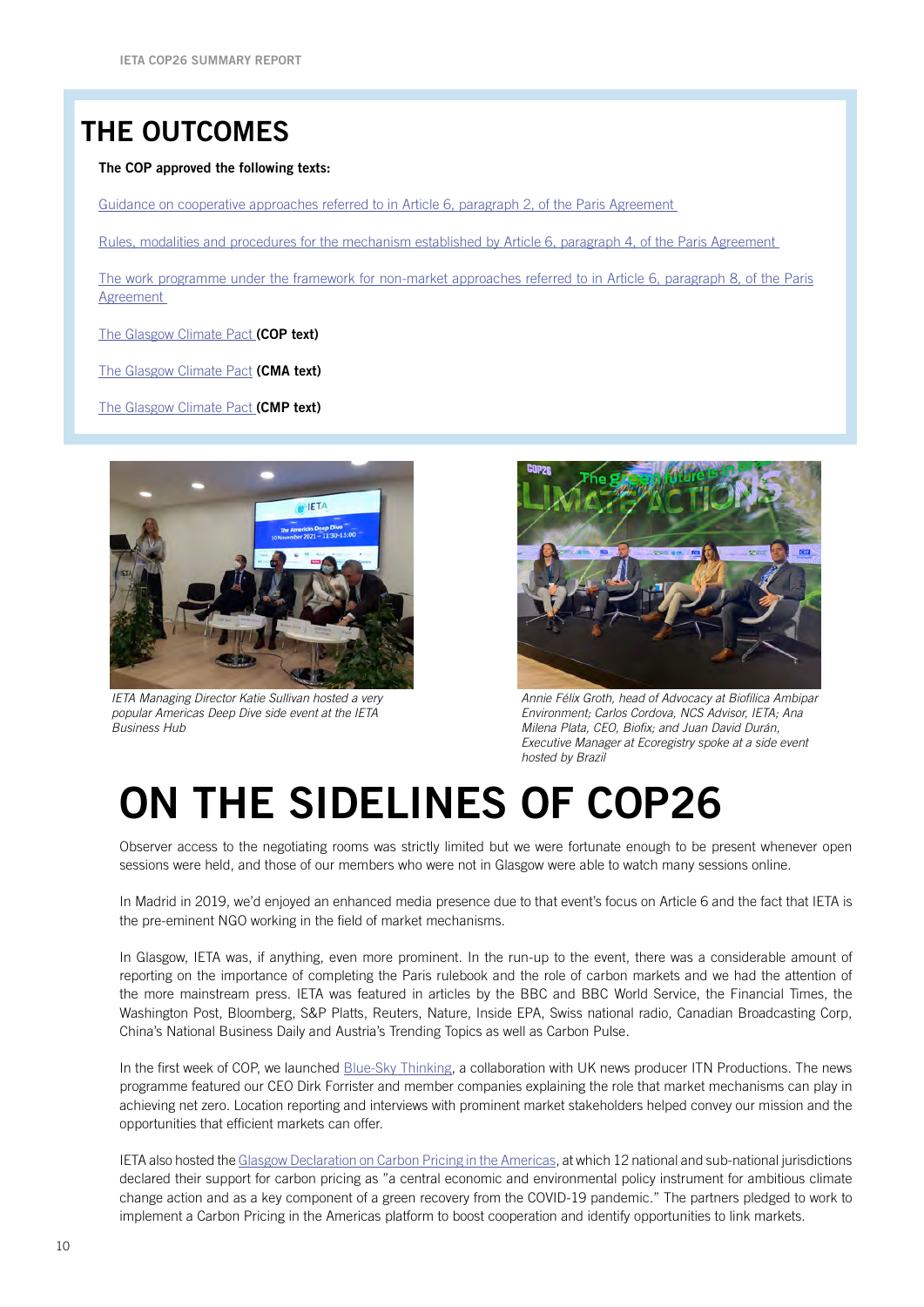## THE OUTCOMES

**The COP approved the following texts:**

Guidance on cooperative approaches referred to in Article 6, paragraph 2, of the Paris Agreement

Rules, modalities and procedures for the mechanism established by Article 6, paragraph 4, of the Paris Agreement

The work programme under the framework for non-market approaches referred to in Article 6, paragraph 8, of the Paris Agreement

The Glasgow Climate Pact **(COP text)**

The Glasgow Climate Pact **(CMA text)**

The Glasgow Climate Pact **(CMP text)**

*IETA Managing Director Katie Sullivan hosted a very popular Americas Deep Dive side event at the IETA Business Hub*

*Annie Félix Groth, head of Advocacy at Biofílica Ambipar Environment; Carlos Cordova, NCS Advisor, IETA; Ana Milena Plata, CEO, Biofix; and Juan David Durán, Executive Manager at Ecoregistry spoke at a side event hosted by Brazil*

# ON THE SIDELINES OF COP26

Observer access to the negotiating rooms was strictly limited but we were fortunate enough to be present whenever open sessions were held, and those of our members who were not in Glasgow were able to watch many sessions online.

In Madrid in 2019, we'd enjoyed an enhanced media presence due to that event's focus on Article 6 and the fact that IETA is the pre-eminent NGO working in the field of market mechanisms.

In Glasgow, IETA was, if anything, even more prominent. In the run-up to the event, there was a considerable amount of reporting on the importance of completing the Paris rulebook and the role of carbon markets and we had the attention of the more mainstream press. IETA was featured in articles by the BBC and BBC World Service, the Financial Times, the Washington Post, Bloomberg, S&P Platts, Reuters, Nature, Inside EPA, Swiss national radio, Canadian Broadcasting Corp, China's National Business Daily and Austria's Trending Topics as well as Carbon Pulse.

In the first week of COP, we launched Blue-Sky Thinking, a collaboration with UK news producer ITN Productions. The news programme featured our CEO Dirk Forrister and member companies explaining the role that market mechanisms can play in achieving net zero. Location reporting and interviews with prominent market stakeholders helped convey our mission and the opportunities that efficient markets can offer.

IETA also hosted the Glasgow Declaration on Carbon Pricing in the Americas, at which 12 national and sub-national jurisdictions declared their support for carbon pricing as "a central economic and environmental policy instrument for ambitious climate change action and as a key component of a green recovery from the COVID-19 pandemic." The partners pledged to work to implement a Carbon Pricing in the Americas platform to boost cooperation and identify opportunities to link markets.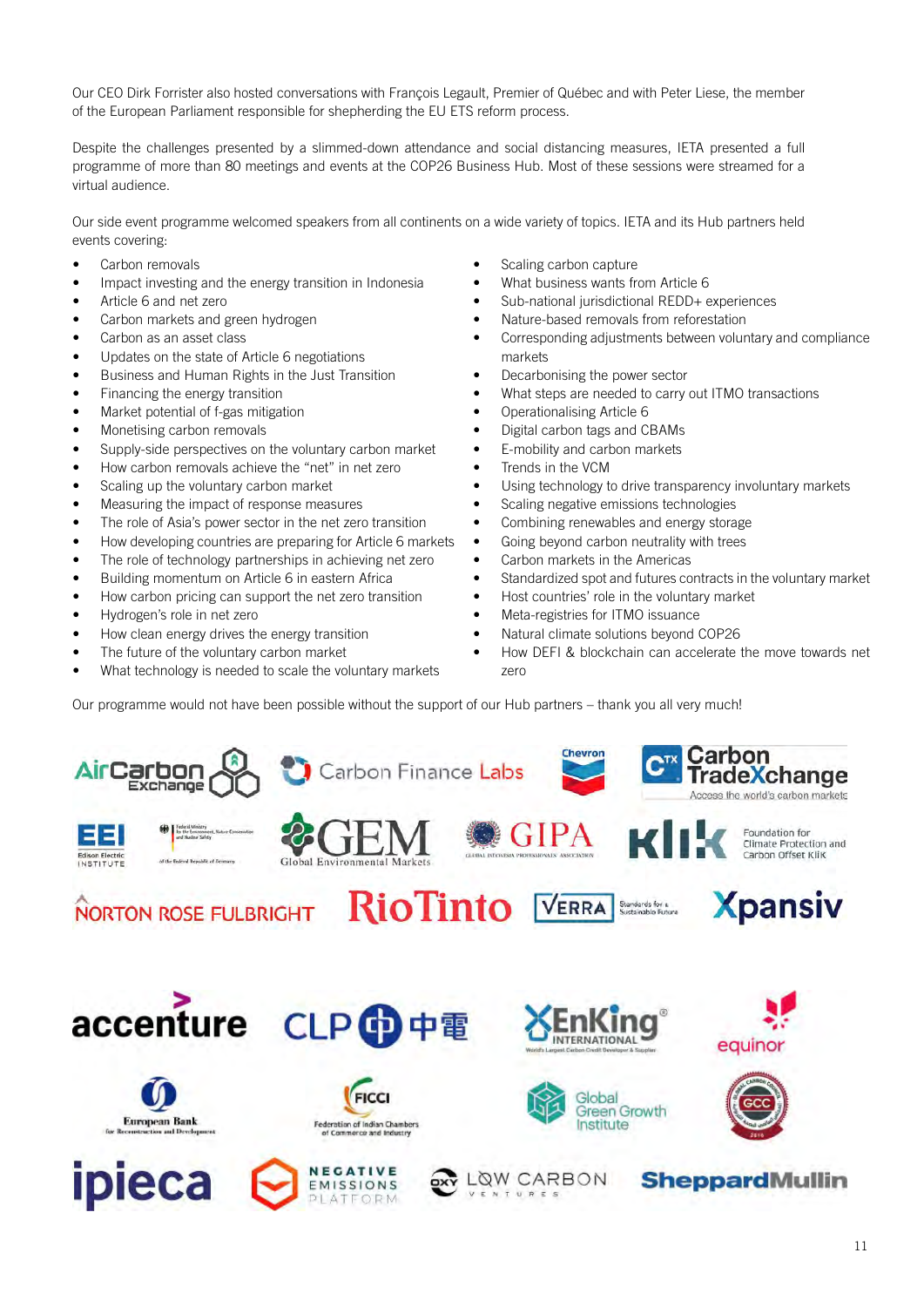Our CEO Dirk Forrister also hosted conversations with François Legault, Premier of Québec and with Peter Liese, the member of the European Parliament responsible for shepherding the EU ETS reform process.

Despite the challenges presented by a slimmed-down attendance and social distancing measures, IETA presented a full programme of more than 80 meetings and events at the COP26 Business Hub. Most of these sessions were streamed for a virtual audience.

Our side event programme welcomed speakers from all continents on a wide variety of topics. IETA and its Hub partners held events covering:

- Carbon removals
- Impact investing and the energy transition in Indonesia
- Article 6 and net zero
- Carbon markets and green hydrogen
- Carbon as an asset class
- Updates on the state of Article 6 negotiations
- Business and Human Rights in the Just Transition
- Financing the energy transition
- Market potential of f-gas mitigation
- Monetising carbon removals
- Supply-side perspectives on the voluntary carbon market
- How carbon removals achieve the "net" in net zero
- Scaling up the voluntary carbon market
- Measuring the impact of response measures
- The role of Asia's power sector in the net zero transition
- How developing countries are preparing for Article 6 markets
- The role of technology partnerships in achieving net zero
- Building momentum on Article 6 in eastern Africa
- How carbon pricing can support the net zero transition
- Hydrogen's role in net zero
- How clean energy drives the energy transition
- The future of the voluntary carbon market
- What technology is needed to scale the voluntary markets
- Scaling carbon capture
- What business wants from Article 6
- Sub-national jurisdictional REDD+ experiences
- Nature-based removals from reforestation
- Corresponding adjustments between voluntary and compliance markets
- Decarbonising the power sector
- What steps are needed to carry out ITMO transactions
- Operationalising Article 6
- Digital carbon tags and CBAMs
- E-mobility and carbon markets
- Trends in the VCM
- Using technology to drive transparency involuntary markets
- Scaling negative emissions technologies
- Combining renewables and energy storage
- Going beyond carbon neutrality with trees
- Carbon markets in the Americas
- Standardized spot and futures contracts in the voluntary market
- Host countries' role in the voluntary market
- Meta-registries for ITMO issuance
- Natural climate solutions beyond COP26
- How DEFI & blockchain can accelerate the move towards net zero

Our programme would not have been possible without the support of our Hub partners – thank you all very much!

AirCarbon Exchange
Carbon Finance Labs
Chevron
Carbon TradeXchange – Access the world's carbon markets
EEI Edison Electric Institute
Federal Ministry for the Environment, Nature Conservation and Nuclear Safety
GEM Global Environmental Markets
GIPA Global Indonesia Professionals' Association
Klik Foundation for Climate Protection and Carbon Offset KliK
Norton Rose Fulbright
RioTinto
Verra – Standards for a Sustainable Future
Xpansiv
accenture
CLP 中電
EnKing International
equinor
European Bank for Reconstruction and Development
FICCI Federation of Indian Chambers of Commerce and Industry
Global Green Growth Institute
GCC
ipieca
Negative Emissions Platform
OXY Low Carbon Ventures
SheppardMullin